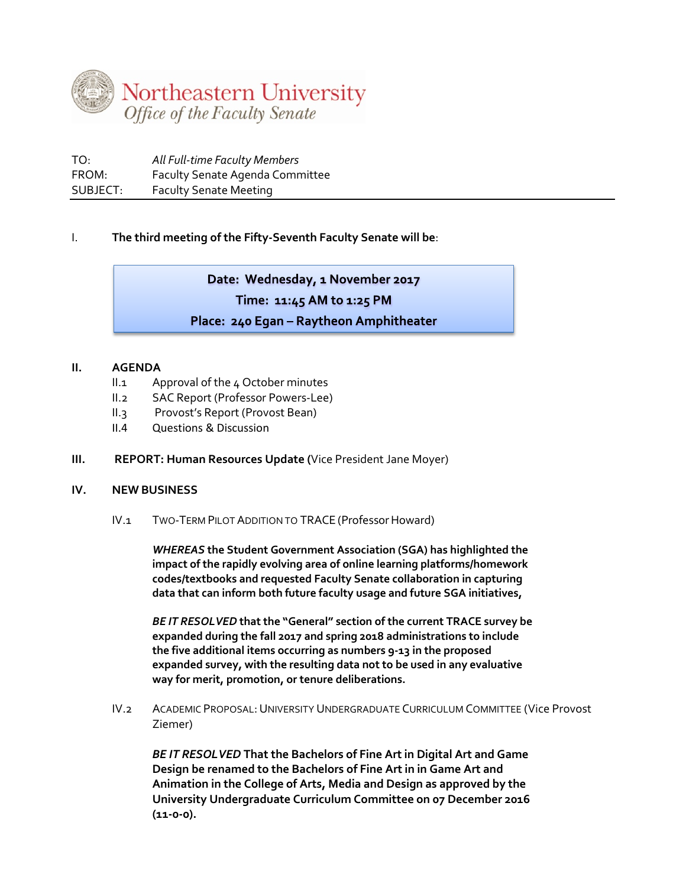Northeastern University
*Office of the Faculty Senate*

TO: *All Full-time Faculty Members*
FROM: Faculty Senate Agenda Committee
SUBJECT: Faculty Senate Meeting

---

I. **The third meeting of the Fifty-Seventh Faculty Senate will be**:

> **Date: Wednesday, 1 November 2017**
> **Time: 11:45 AM to 1:25 PM**
> **Place: 240 Egan – Raytheon Amphitheater**

## II. AGENDA

- II.1 Approval of the 4 October minutes
- II.2 SAC Report (Professor Powers-Lee)
- II.3 Provost's Report (Provost Bean)
- II.4 Questions & Discussion

## III. REPORT: Human Resources Update (Vice President Jane Moyer)

## IV. NEW BUSINESS

IV.1 TWO-TERM PILOT ADDITION TO TRACE (Professor Howard)

***WHEREAS*** **the Student Government Association (SGA) has highlighted the impact of the rapidly evolving area of online learning platforms/homework codes/textbooks and requested Faculty Senate collaboration in capturing data that can inform both future faculty usage and future SGA initiatives,**

***BE IT RESOLVED*** **that the "General" section of the current TRACE survey be expanded during the fall 2017 and spring 2018 administrations to include the five additional items occurring as numbers 9-13 in the proposed expanded survey, with the resulting data not to be used in any evaluative way for merit, promotion, or tenure deliberations.**

IV.2 ACADEMIC PROPOSAL: UNIVERSITY UNDERGRADUATE CURRICULUM COMMITTEE (Vice Provost Ziemer)

***BE IT RESOLVED*** **That the Bachelors of Fine Art in Digital Art and Game Design be renamed to the Bachelors of Fine Art in in Game Art and Animation in the College of Arts, Media and Design as approved by the University Undergraduate Curriculum Committee on 07 December 2016 (11-0-0).**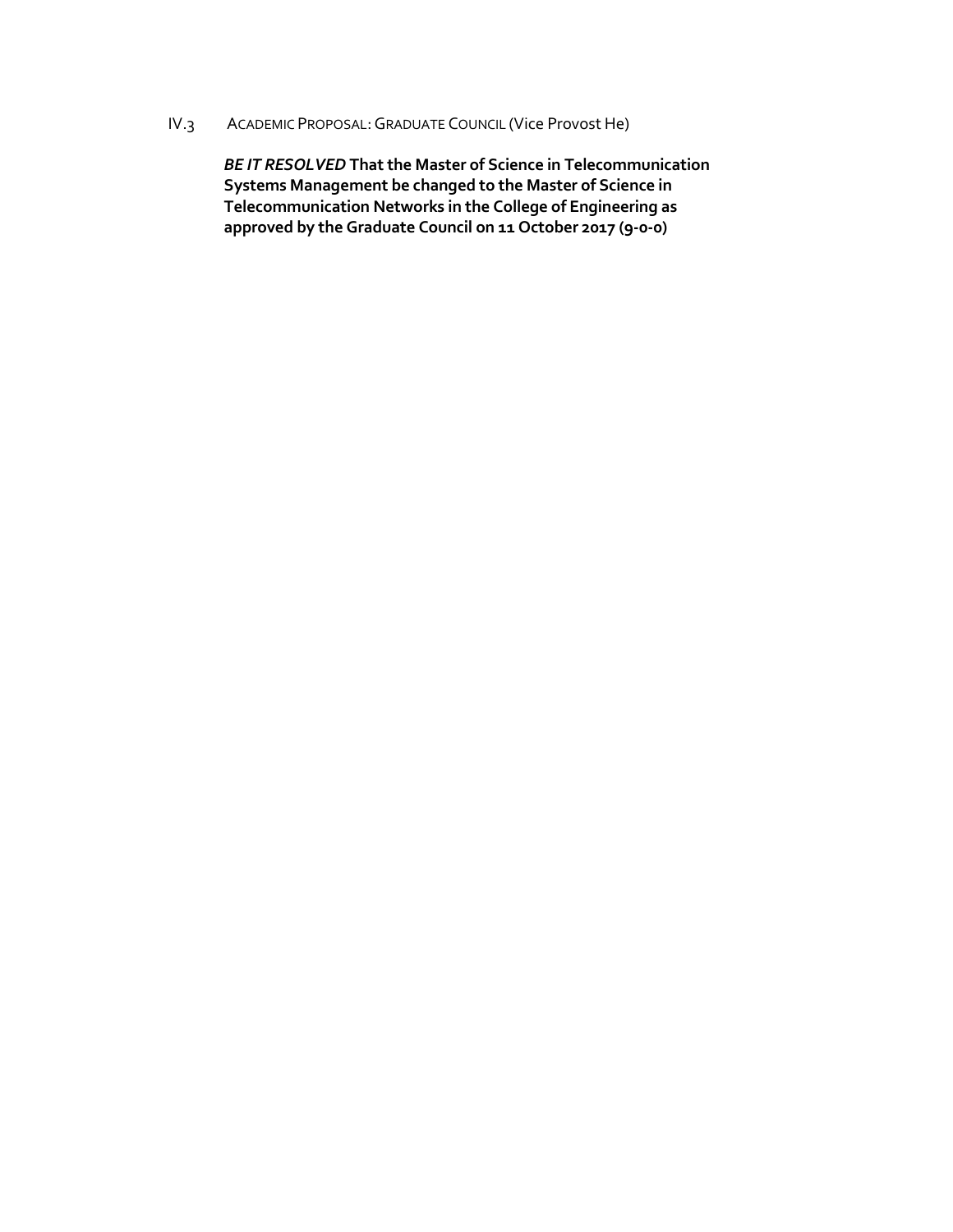IV.3 ACADEMIC PROPOSAL: GRADUATE COUNCIL (Vice Provost He)

***BE IT RESOLVED* That the Master of Science in Telecommunication Systems Management be changed to the Master of Science in Telecommunication Networks in the College of Engineering as approved by the Graduate Council on 11 October 2017 (9-0-0)**